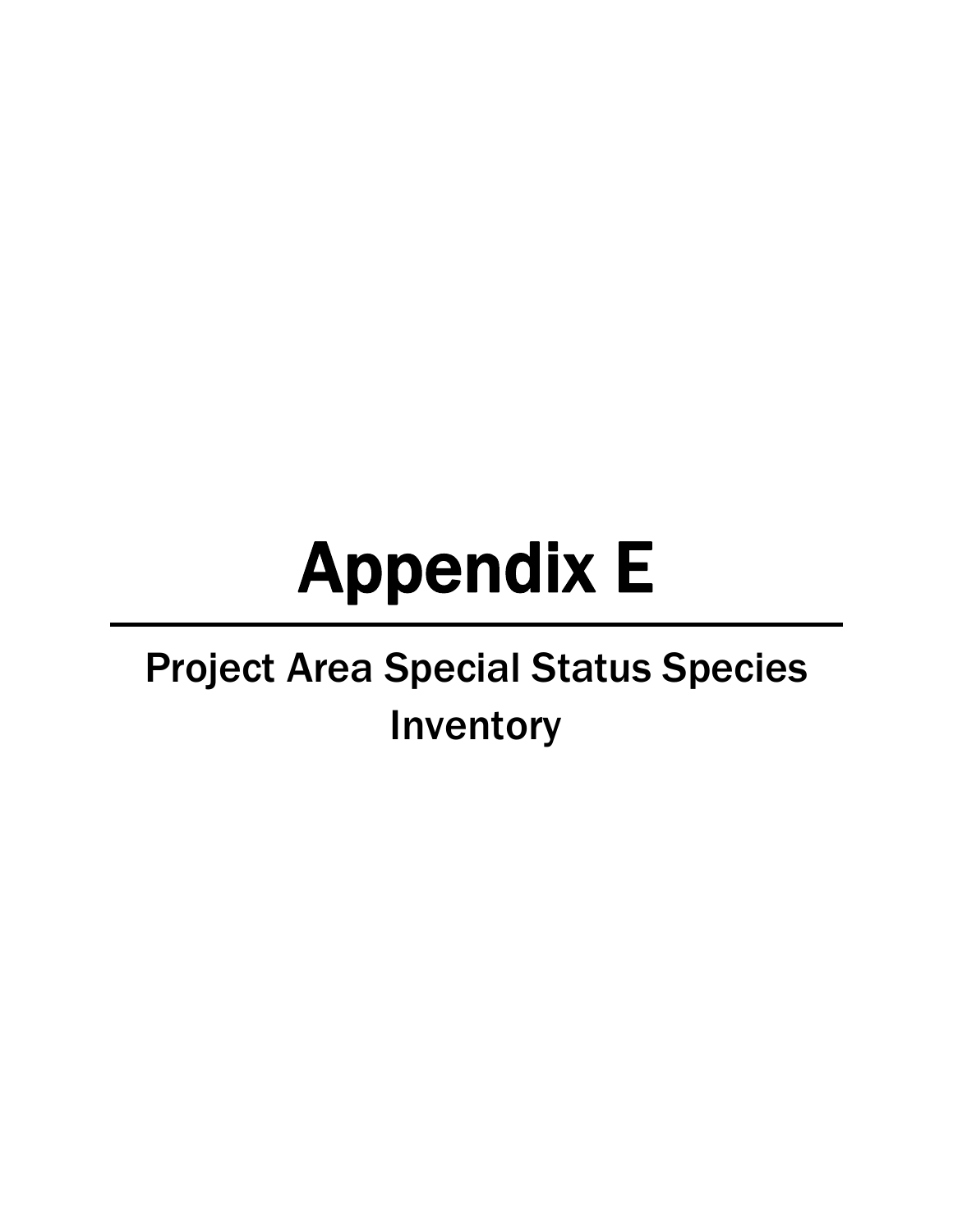# Appendix E

---

## Project Area Special Status Species Inventory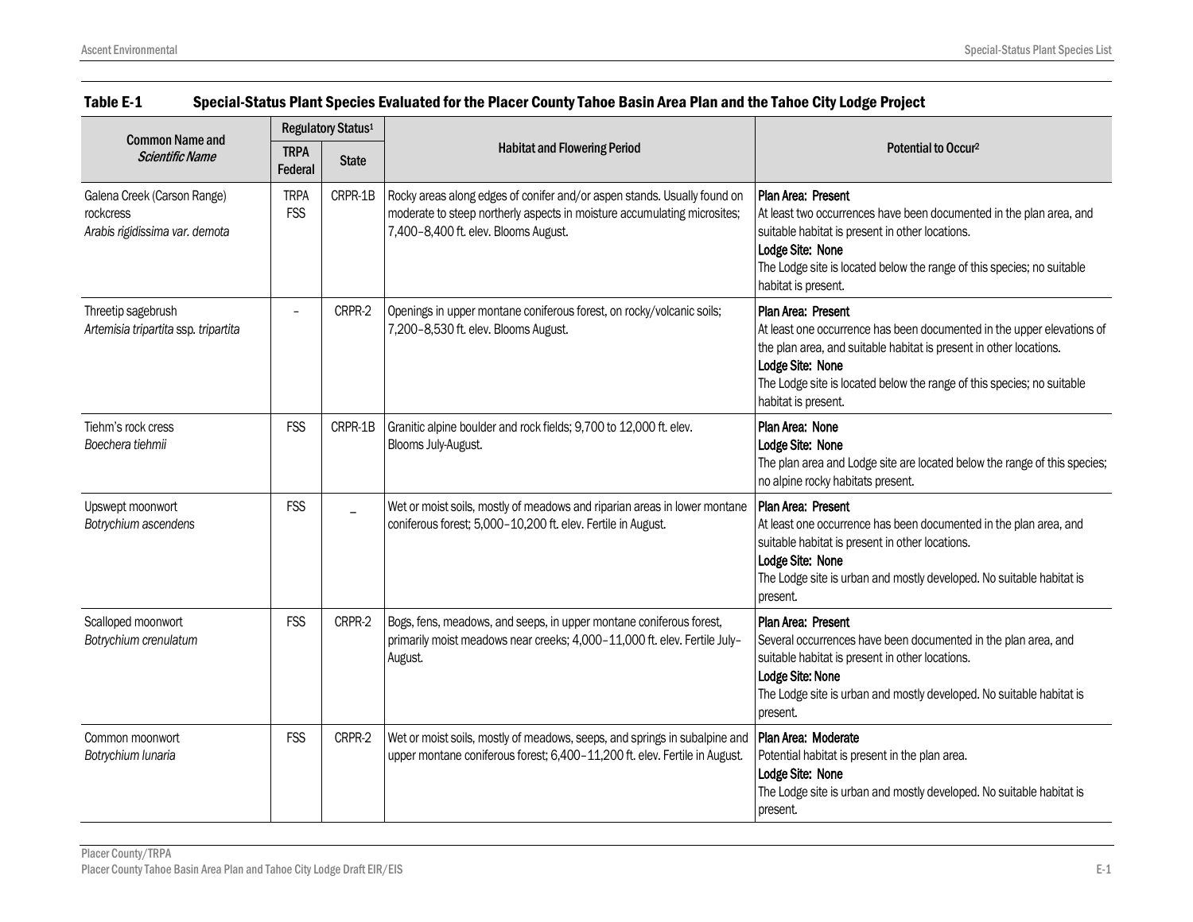**Table E-1 Special-Status Plant Species Evaluated for the Placer County Tahoe Basin Area Plan and the Tahoe City Lodge Project**

| Common Name and *Scientific Name* | Regulatory Status[1] | | Habitat and Flowering Period | Potential to Occur[2] |
|---|---|---|---|---|
| | TRPA Federal | State | | |
| Galena Creek (Carson Range) rockcress *Arabis rigidissima var. demota* | TRPA FSS | CRPR-1B | Rocky areas along edges of conifer and/or aspen stands. Usually found on moderate to steep northerly aspects in moisture accumulating microsites; 7,400–8,400 ft. elev. Blooms August. | **Plan Area: Present** At least two occurrences have been documented in the plan area, and suitable habitat is present in other locations. **Lodge Site: None** The Lodge site is located below the range of this species; no suitable habitat is present. |
| Threetip sagebrush *Artemisia tripartita ssp. tripartita* | – | CRPR-2 | Openings in upper montane coniferous forest, on rocky/volcanic soils; 7,200–8,530 ft. elev. Blooms August. | **Plan Area: Present** At least one occurrence has been documented in the upper elevations of the plan area, and suitable habitat is present in other locations. **Lodge Site: None** The Lodge site is located below the range of this species; no suitable habitat is present. |
| Tiehm's rock cress *Boechera tiehmii* | FSS | CRPR-1B | Granitic alpine boulder and rock fields; 9,700 to 12,000 ft. elev. Blooms July-August. | **Plan Area: None** **Lodge Site: None** The plan area and Lodge site are located below the range of this species; no alpine rocky habitats present. |
| Upswept moonwort *Botrychium ascendens* | FSS | – | Wet or moist soils, mostly of meadows and riparian areas in lower montane coniferous forest; 5,000–10,200 ft. elev. Fertile in August. | **Plan Area: Present** At least one occurrence has been documented in the plan area, and suitable habitat is present in other locations. **Lodge Site: None** The Lodge site is urban and mostly developed. No suitable habitat is present. |
| Scalloped moonwort *Botrychium crenulatum* | FSS | CRPR-2 | Bogs, fens, meadows, and seeps, in upper montane coniferous forest, primarily moist meadows near creeks; 4,000–11,000 ft. elev. Fertile July–August. | **Plan Area: Present** Several occurrences have been documented in the plan area, and suitable habitat is present in other locations. **Lodge Site: None** The Lodge site is urban and mostly developed. No suitable habitat is present. |
| Common moonwort *Botrychium lunaria* | FSS | CRPR-2 | Wet or moist soils, mostly of meadows, seeps, and springs in subalpine and upper montane coniferous forest; 6,400–11,200 ft. elev. Fertile in August. | **Plan Area: Moderate** Potential habitat is present in the plan area. **Lodge Site: None** The Lodge site is urban and mostly developed. No suitable habitat is present. |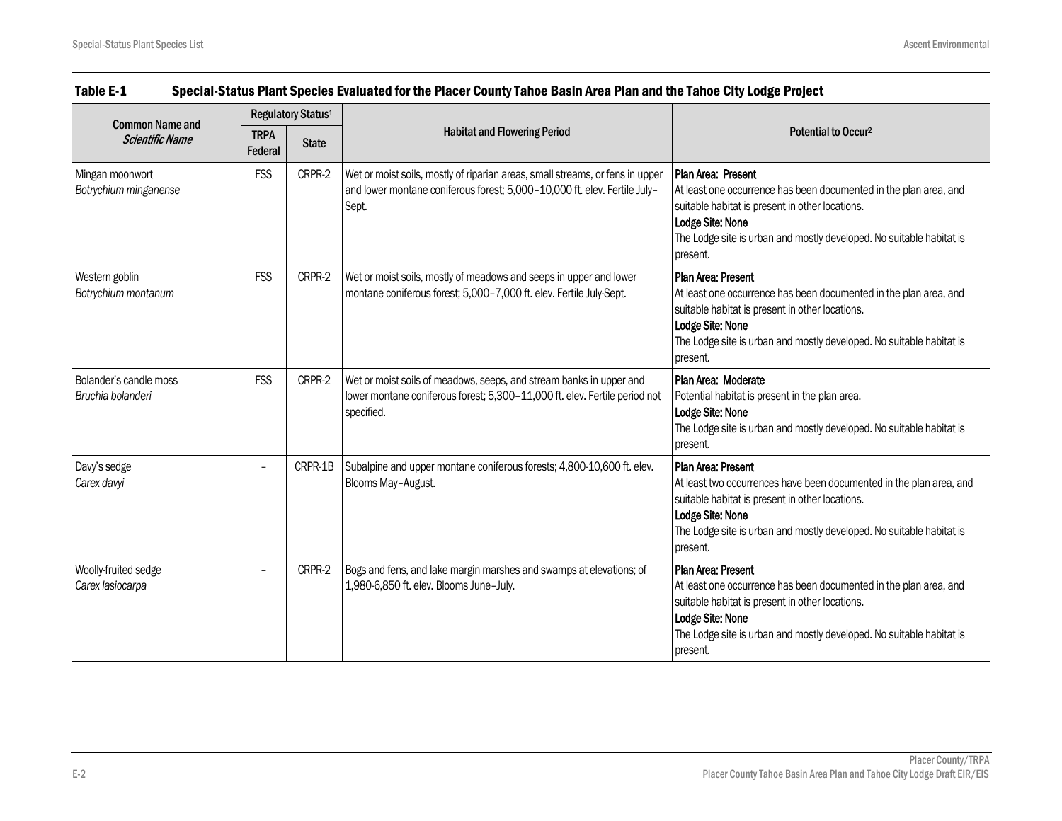**Table E-1 Special-Status Plant Species Evaluated for the Placer County Tahoe Basin Area Plan and the Tahoe City Lodge Project**

| Common Name and *Scientific Name* | Regulatory Status[1] | | Habitat and Flowering Period | Potential to Occur[2] |
|---|---|---|---|---|
| | TRPA Federal | State | | |
| Mingan moonwort<br>*Botrychium minganense* | FSS | CRPR-2 | Wet or moist soils, mostly of riparian areas, small streams, or fens in upper and lower montane coniferous forest; 5,000–10,000 ft. elev. Fertile July–Sept. | **Plan Area: Present**<br>At least one occurrence has been documented in the plan area, and suitable habitat is present in other locations.<br>**Lodge Site: None**<br>The Lodge site is urban and mostly developed. No suitable habitat is present. |
| Western goblin<br>*Botrychium montanum* | FSS | CRPR-2 | Wet or moist soils, mostly of meadows and seeps in upper and lower montane coniferous forest; 5,000–7,000 ft. elev. Fertile July-Sept. | **Plan Area: Present**<br>At least one occurrence has been documented in the plan area, and suitable habitat is present in other locations.<br>**Lodge Site: None**<br>The Lodge site is urban and mostly developed. No suitable habitat is present. |
| Bolander's candle moss<br>*Bruchia bolanderi* | FSS | CRPR-2 | Wet or moist soils of meadows, seeps, and stream banks in upper and lower montane coniferous forest; 5,300–11,000 ft. elev. Fertile period not specified. | **Plan Area: Moderate**<br>Potential habitat is present in the plan area.<br>**Lodge Site: None**<br>The Lodge site is urban and mostly developed. No suitable habitat is present. |
| Davy's sedge<br>*Carex davyi* | – | CRPR-1B | Subalpine and upper montane coniferous forests; 4,800-10,600 ft. elev. Blooms May–August. | **Plan Area: Present**<br>At least two occurrences have been documented in the plan area, and suitable habitat is present in other locations.<br>**Lodge Site: None**<br>The Lodge site is urban and mostly developed. No suitable habitat is present. |
| Woolly-fruited sedge<br>*Carex lasiocarpa* | – | CRPR-2 | Bogs and fens, and lake margin marshes and swamps at elevations; of 1,980-6,850 ft. elev. Blooms June–July. | **Plan Area: Present**<br>At least one occurrence has been documented in the plan area, and suitable habitat is present in other locations.<br>**Lodge Site: None**<br>The Lodge site is urban and mostly developed. No suitable habitat is present. |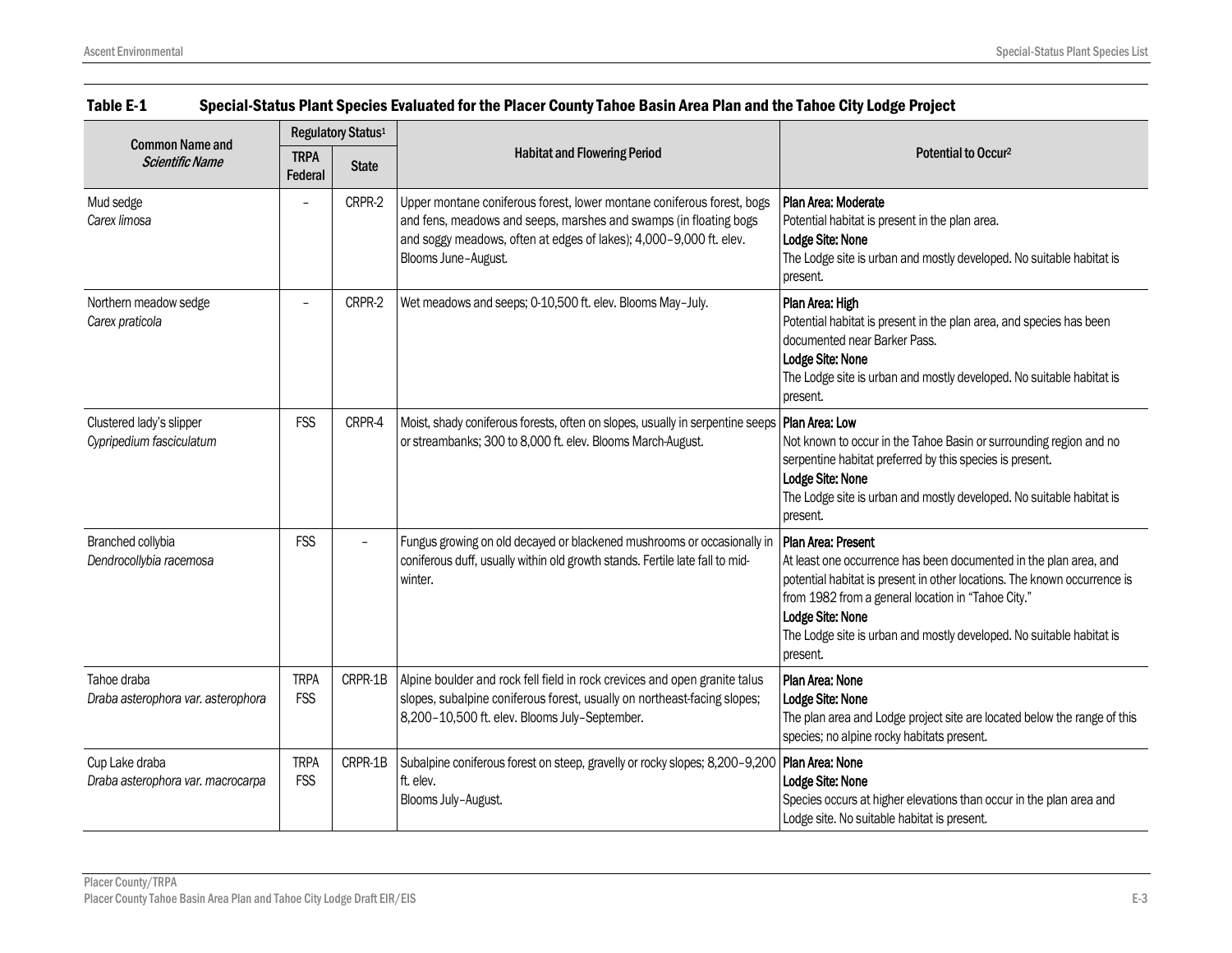**Table E-1 Special-Status Plant Species Evaluated for the Placer County Tahoe Basin Area Plan and the Tahoe City Lodge Project**

| Common Name and *Scientific Name* | Regulatory Status[1] | | Habitat and Flowering Period | Potential to Occur[2] |
|---|---|---|---|---|
| | TRPA Federal | State | | |
| Mud sedge *Carex limosa* | – | CRPR-2 | Upper montane coniferous forest, lower montane coniferous forest, bogs and fens, meadows and seeps, marshes and swamps (in floating bogs and soggy meadows, often at edges of lakes); 4,000–9,000 ft. elev. Blooms June–August. | **Plan Area: Moderate** Potential habitat is present in the plan area. **Lodge Site: None** The Lodge site is urban and mostly developed. No suitable habitat is present. |
| Northern meadow sedge *Carex praticola* | – | CRPR-2 | Wet meadows and seeps; 0-10,500 ft. elev. Blooms May–July. | **Plan Area: High** Potential habitat is present in the plan area, and species has been documented near Barker Pass. **Lodge Site: None** The Lodge site is urban and mostly developed. No suitable habitat is present. |
| Clustered lady's slipper *Cypripedium fasciculatum* | FSS | CRPR-4 | Moist, shady coniferous forests, often on slopes, usually in serpentine seeps or streambanks; 300 to 8,000 ft. elev. Blooms March-August. | **Plan Area: Low** Not known to occur in the Tahoe Basin or surrounding region and no serpentine habitat preferred by this species is present. **Lodge Site: None** The Lodge site is urban and mostly developed. No suitable habitat is present. |
| Branched collybia *Dendrocollybia racemosa* | FSS | – | Fungus growing on old decayed or blackened mushrooms or occasionally in coniferous duff, usually within old growth stands. Fertile late fall to mid-winter. | **Plan Area: Present** At least one occurrence has been documented in the plan area, and potential habitat is present in other locations. The known occurrence is from 1982 from a general location in "Tahoe City." **Lodge Site: None** The Lodge site is urban and mostly developed. No suitable habitat is present. |
| Tahoe draba *Draba asterophora var. asterophora* | TRPA FSS | CRPR-1B | Alpine boulder and rock fell field in rock crevices and open granite talus slopes, subalpine coniferous forest, usually on northeast-facing slopes; 8,200–10,500 ft. elev. Blooms July–September. | **Plan Area: None** **Lodge Site: None** The plan area and Lodge project site are located below the range of this species; no alpine rocky habitats present. |
| Cup Lake draba *Draba asterophora var. macrocarpa* | TRPA FSS | CRPR-1B | Subalpine coniferous forest on steep, gravelly or rocky slopes; 8,200–9,200 ft. elev. Blooms July–August. | **Plan Area: None** **Lodge Site: None** Species occurs at higher elevations than occur in the plan area and Lodge site. No suitable habitat is present. |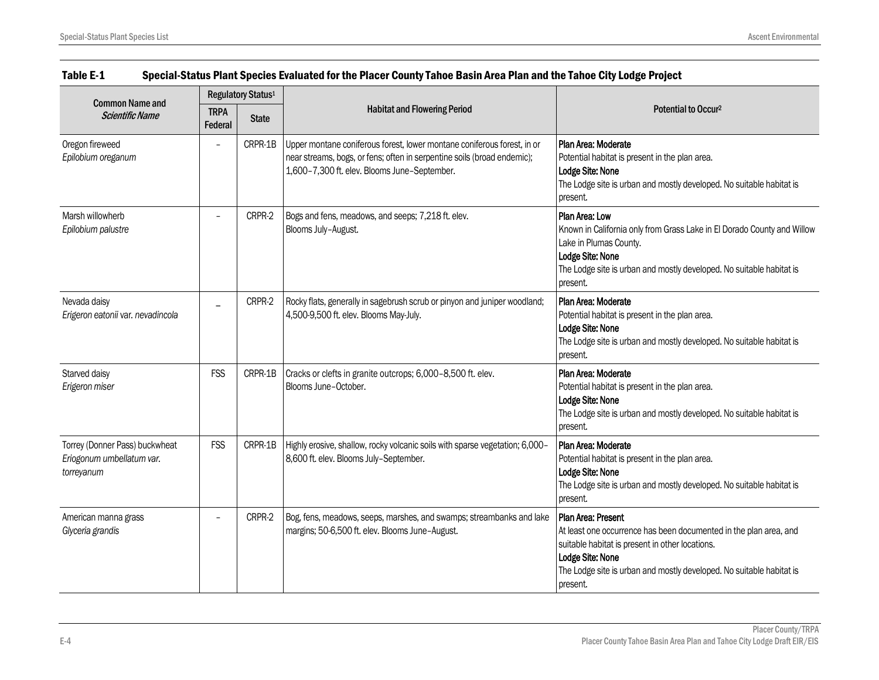**Table E-1 Special-Status Plant Species Evaluated for the Placer County Tahoe Basin Area Plan and the Tahoe City Lodge Project**

| Common Name and *Scientific Name* | Regulatory Status[1] | | Habitat and Flowering Period | Potential to Occur[2] |
|---|---|---|---|---|
| | TRPA Federal | State | | |
| Oregon fireweed *Epilobium oreganum* | – | CRPR-1B | Upper montane coniferous forest, lower montane coniferous forest, in or near streams, bogs, or fens; often in serpentine soils (broad endemic); 1,600–7,300 ft. elev. Blooms June–September. | **Plan Area: Moderate** Potential habitat is present in the plan area. **Lodge Site: None** The Lodge site is urban and mostly developed. No suitable habitat is present. |
| Marsh willowherb *Epilobium palustre* | – | CRPR-2 | Bogs and fens, meadows, and seeps; 7,218 ft. elev. Blooms July–August. | **Plan Area: Low** Known in California only from Grass Lake in El Dorado County and Willow Lake in Plumas County. **Lodge Site: None** The Lodge site is urban and mostly developed. No suitable habitat is present. |
| Nevada daisy *Erigeron eatonii var. nevadincola* | – | CRPR-2 | Rocky flats, generally in sagebrush scrub or pinyon and juniper woodland; 4,500-9,500 ft. elev. Blooms May-July. | **Plan Area: Moderate** Potential habitat is present in the plan area. **Lodge Site: None** The Lodge site is urban and mostly developed. No suitable habitat is present. |
| Starved daisy *Erigeron miser* | FSS | CRPR-1B | Cracks or clefts in granite outcrops; 6,000–8,500 ft. elev. Blooms June–October. | **Plan Area: Moderate** Potential habitat is present in the plan area. **Lodge Site: None** The Lodge site is urban and mostly developed. No suitable habitat is present. |
| Torrey (Donner Pass) buckwheat *Eriogonum umbellatum var. torreyanum* | FSS | CRPR-1B | Highly erosive, shallow, rocky volcanic soils with sparse vegetation; 6,000–8,600 ft. elev. Blooms July–September. | **Plan Area: Moderate** Potential habitat is present in the plan area. **Lodge Site: None** The Lodge site is urban and mostly developed. No suitable habitat is present. |
| American manna grass *Glyceria grandis* | – | CRPR-2 | Bog, fens, meadows, seeps, marshes, and swamps; streambanks and lake margins; 50-6,500 ft. elev. Blooms June–August. | **Plan Area: Present** At least one occurrence has been documented in the plan area, and suitable habitat is present in other locations. **Lodge Site: None** The Lodge site is urban and mostly developed. No suitable habitat is present. |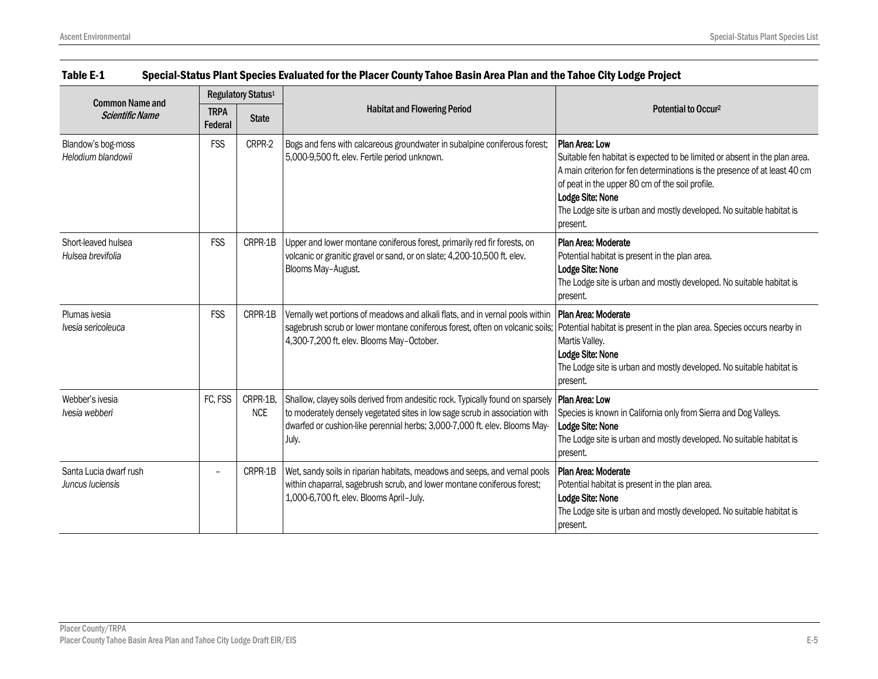**Table E-1 Special-Status Plant Species Evaluated for the Placer County Tahoe Basin Area Plan and the Tahoe City Lodge Project**

| Common Name and *Scientific Name* | Regulatory Status[1] | | Habitat and Flowering Period | Potential to Occur[2] |
|---|---|---|---|---|
| | TRPA Federal | State | | |
| Blandow's bog-moss *Helodium blandowii* | FSS | CRPR-2 | Bogs and fens with calcareous groundwater in subalpine coniferous forest; 5,000-9,500 ft. elev. Fertile period unknown. | **Plan Area: Low** Suitable fen habitat is expected to be limited or absent in the plan area. A main criterion for fen determinations is the presence of at least 40 cm of peat in the upper 80 cm of the soil profile. **Lodge Site: None** The Lodge site is urban and mostly developed. No suitable habitat is present. |
| Short-leaved hulsea *Hulsea brevifolia* | FSS | CRPR-1B | Upper and lower montane coniferous forest, primarily red fir forests, on volcanic or granitic gravel or sand, or on slate; 4,200-10,500 ft. elev. Blooms May–August. | **Plan Area: Moderate** Potential habitat is present in the plan area. **Lodge Site: None** The Lodge site is urban and mostly developed. No suitable habitat is present. |
| Plumas ivesia *Ivesia sericoleuca* | FSS | CRPR-1B | Vernally wet portions of meadows and alkali flats, and in vernal pools within sagebrush scrub or lower montane coniferous forest, often on volcanic soils; 4,300-7,200 ft. elev. Blooms May–October. | **Plan Area: Moderate** Potential habitat is present in the plan area. Species occurs nearby in Martis Valley. **Lodge Site: None** The Lodge site is urban and mostly developed. No suitable habitat is present. |
| Webber's ivesia *Ivesia webberi* | FC, FSS | CRPR-1B, NCE | Shallow, clayey soils derived from andesitic rock. Typically found on sparsely to moderately densely vegetated sites in low sage scrub in association with dwarfed or cushion-like perennial herbs; 3,000-7,000 ft. elev. Blooms May-July. | **Plan Area: Low** Species is known in California only from Sierra and Dog Valleys. **Lodge Site: None** The Lodge site is urban and mostly developed. No suitable habitat is present. |
| Santa Lucia dwarf rush *Juncus luciensis* | – | CRPR-1B | Wet, sandy soils in riparian habitats, meadows and seeps, and vernal pools within chaparral, sagebrush scrub, and lower montane coniferous forest; 1,000-6,700 ft. elev. Blooms April–July. | **Plan Area: Moderate** Potential habitat is present in the plan area. **Lodge Site: None** The Lodge site is urban and mostly developed. No suitable habitat is present. |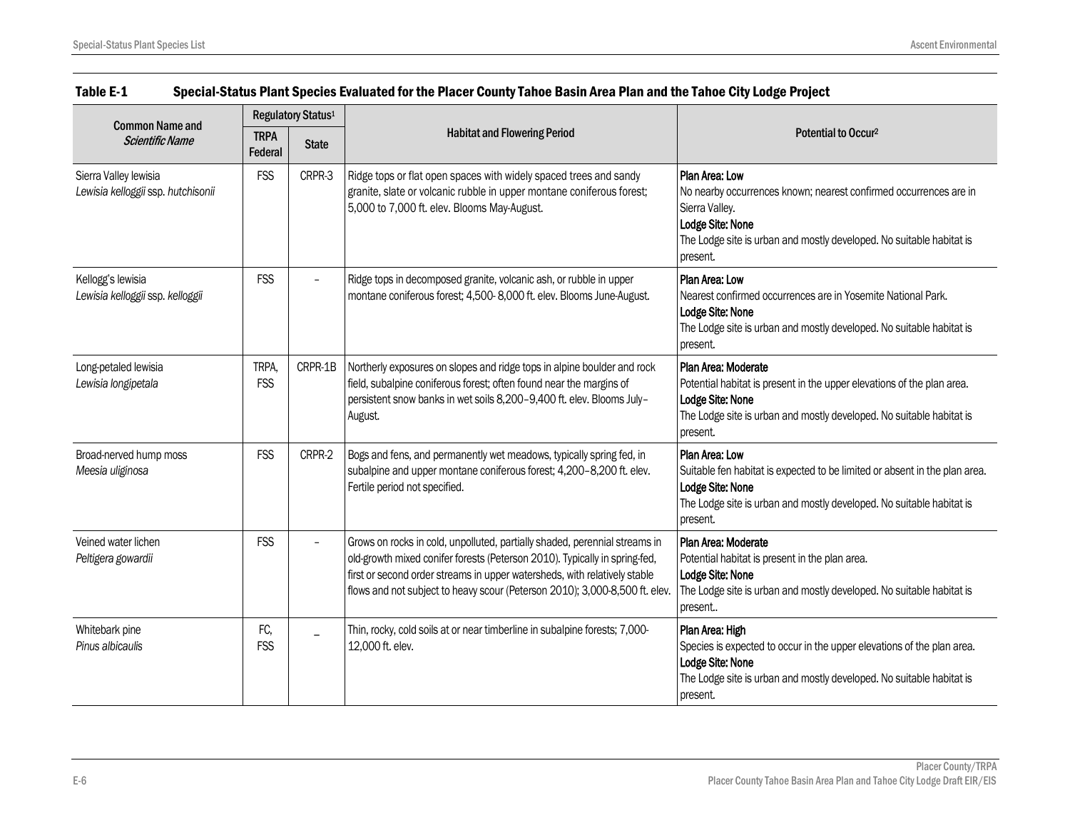**Table E-1 Special-Status Plant Species Evaluated for the Placer County Tahoe Basin Area Plan and the Tahoe City Lodge Project**

| Common Name and *Scientific Name* | Regulatory Status[1] | | Habitat and Flowering Period | Potential to Occur[2] |
|---|---|---|---|---|
| | TRPA Federal | State | | |
| Sierra Valley lewisia *Lewisia kelloggii* ssp. *hutchisonii* | FSS | CRPR-3 | Ridge tops or flat open spaces with widely spaced trees and sandy granite, slate or volcanic rubble in upper montane coniferous forest; 5,000 to 7,000 ft. elev. Blooms May-August. | **Plan Area: Low** No nearby occurrences known; nearest confirmed occurrences are in Sierra Valley. **Lodge Site: None** The Lodge site is urban and mostly developed. No suitable habitat is present. |
| Kellogg's lewisia *Lewisia kelloggii* ssp. *kelloggii* | FSS | – | Ridge tops in decomposed granite, volcanic ash, or rubble in upper montane coniferous forest; 4,500- 8,000 ft. elev. Blooms June-August. | **Plan Area: Low** Nearest confirmed occurrences are in Yosemite National Park. **Lodge Site: None** The Lodge site is urban and mostly developed. No suitable habitat is present. |
| Long-petaled lewisia *Lewisia longipetala* | TRPA, FSS | CRPR-1B | Northerly exposures on slopes and ridge tops in alpine boulder and rock field, subalpine coniferous forest; often found near the margins of persistent snow banks in wet soils 8,200–9,400 ft. elev. Blooms July–August. | **Plan Area: Moderate** Potential habitat is present in the upper elevations of the plan area. **Lodge Site: None** The Lodge site is urban and mostly developed. No suitable habitat is present. |
| Broad-nerved hump moss *Meesia uliginosa* | FSS | CRPR-2 | Bogs and fens, and permanently wet meadows, typically spring fed, in subalpine and upper montane coniferous forest; 4,200–8,200 ft. elev. Fertile period not specified. | **Plan Area: Low** Suitable fen habitat is expected to be limited or absent in the plan area. **Lodge Site: None** The Lodge site is urban and mostly developed. No suitable habitat is present. |
| Veined water lichen *Peltigera gowardii* | FSS | – | Grows on rocks in cold, unpolluted, partially shaded, perennial streams in old-growth mixed conifer forests (Peterson 2010). Typically in spring-fed, first or second order streams in upper watersheds, with relatively stable flows and not subject to heavy scour (Peterson 2010); 3,000-8,500 ft. elev. | **Plan Area: Moderate** Potential habitat is present in the plan area. **Lodge Site: None** The Lodge site is urban and mostly developed. No suitable habitat is present.. |
| Whitebark pine *Pinus albicaulis* | FC, FSS | – | Thin, rocky, cold soils at or near timberline in subalpine forests; 7,000-12,000 ft. elev. | **Plan Area: High** Species is expected to occur in the upper elevations of the plan area. **Lodge Site: None** The Lodge site is urban and mostly developed. No suitable habitat is present. |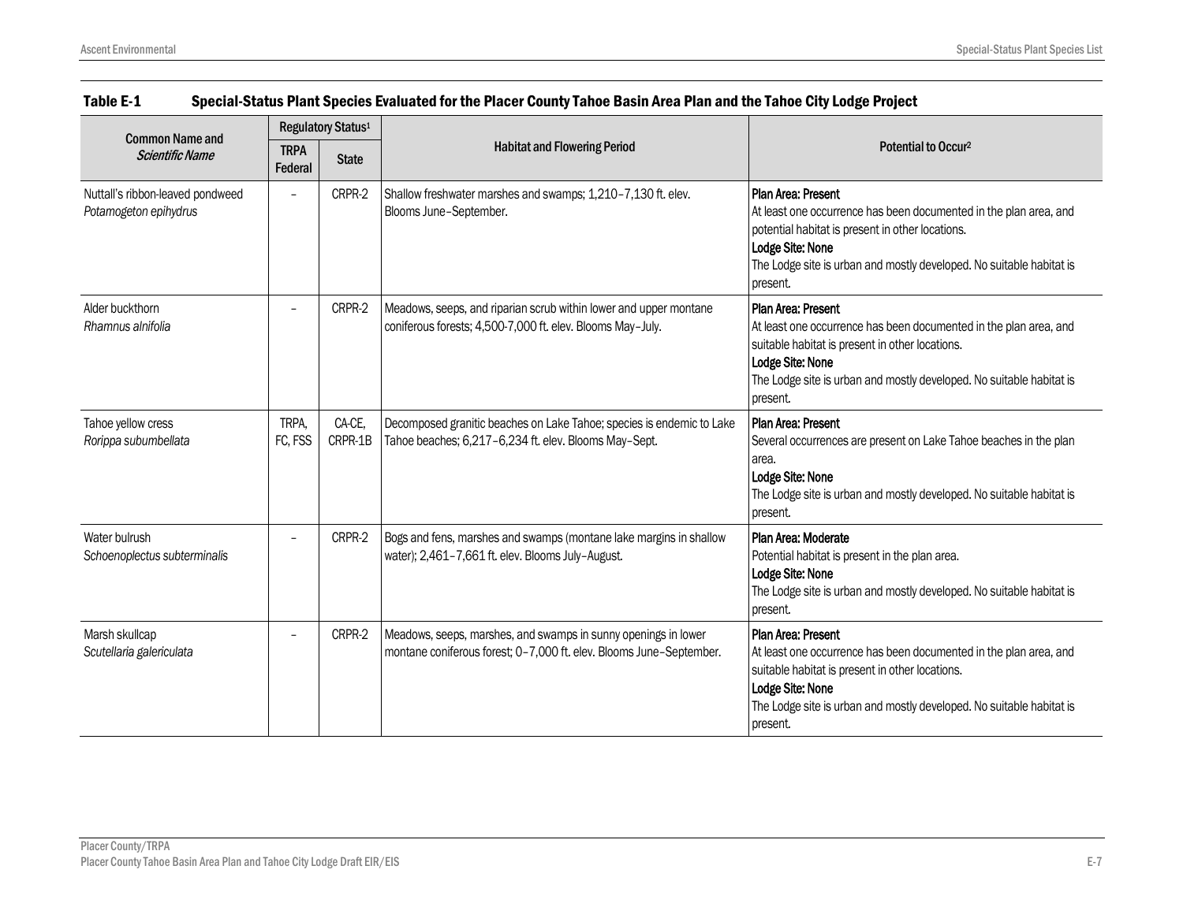**Table E-1 Special-Status Plant Species Evaluated for the Placer County Tahoe Basin Area Plan and the Tahoe City Lodge Project**

| Common Name and *Scientific Name* | Regulatory Status[1] | | Habitat and Flowering Period | Potential to Occur[2] |
|---|---|---|---|---|
| | TRPA Federal | State | | |
| Nuttall's ribbon-leaved pondweed *Potamogeton epihydrus* | – | CRPR-2 | Shallow freshwater marshes and swamps; 1,210–7,130 ft. elev. Blooms June–September. | **Plan Area: Present** At least one occurrence has been documented in the plan area, and potential habitat is present in other locations. **Lodge Site: None** The Lodge site is urban and mostly developed. No suitable habitat is present. |
| Alder buckthorn *Rhamnus alnifolia* | – | CRPR-2 | Meadows, seeps, and riparian scrub within lower and upper montane coniferous forests; 4,500-7,000 ft. elev. Blooms May–July. | **Plan Area: Present** At least one occurrence has been documented in the plan area, and suitable habitat is present in other locations. **Lodge Site: None** The Lodge site is urban and mostly developed. No suitable habitat is present. |
| Tahoe yellow cress *Rorippa subumbellata* | TRPA, FC, FSS | CA-CE, CRPR-1B | Decomposed granitic beaches on Lake Tahoe; species is endemic to Lake Tahoe beaches; 6,217–6,234 ft. elev. Blooms May–Sept. | **Plan Area: Present** Several occurrences are present on Lake Tahoe beaches in the plan area. **Lodge Site: None** The Lodge site is urban and mostly developed. No suitable habitat is present. |
| Water bulrush *Schoenoplectus subterminalis* | – | CRPR-2 | Bogs and fens, marshes and swamps (montane lake margins in shallow water); 2,461–7,661 ft. elev. Blooms July–August. | **Plan Area: Moderate** Potential habitat is present in the plan area. **Lodge Site: None** The Lodge site is urban and mostly developed. No suitable habitat is present. |
| Marsh skullcap *Scutellaria galericulata* | – | CRPR-2 | Meadows, seeps, marshes, and swamps in sunny openings in lower montane coniferous forest; 0–7,000 ft. elev. Blooms June–September. | **Plan Area: Present** At least one occurrence has been documented in the plan area, and suitable habitat is present in other locations. **Lodge Site: None** The Lodge site is urban and mostly developed. No suitable habitat is present. |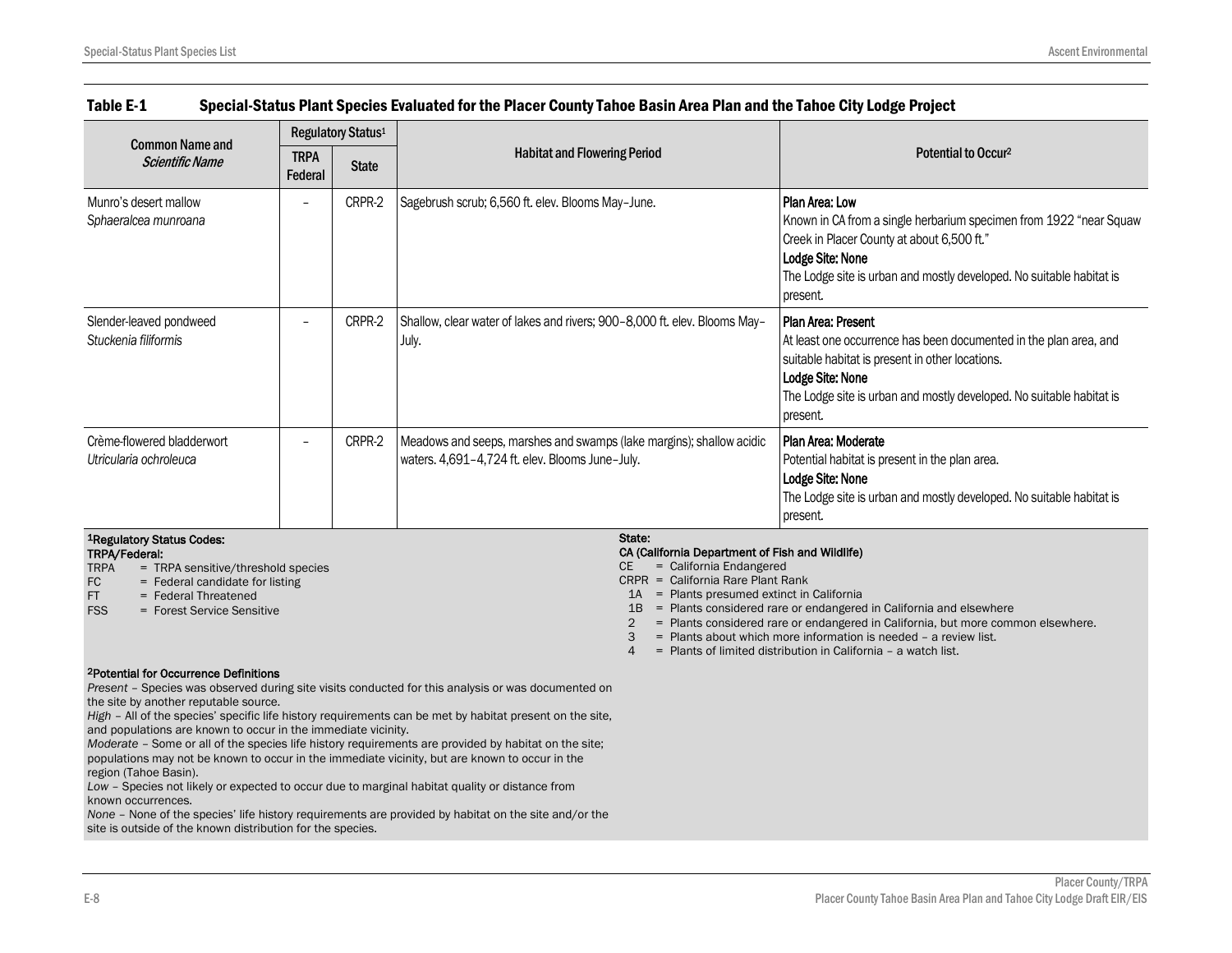## Table E-1 Special-Status Plant Species Evaluated for the Placer County Tahoe Basin Area Plan and the Tahoe City Lodge Project

| Common Name and *Scientific Name* | Regulatory Status[1] | | Habitat and Flowering Period | Potential to Occur[2] |
|---|---|---|---|---|
| | TRPA Federal | State | | |
| Munro's desert mallow *Sphaeralcea munroana* | – | CRPR-2 | Sagebrush scrub; 6,560 ft. elev. Blooms May–June. | **Plan Area: Low** Known in CA from a single herbarium specimen from 1922 "near Squaw Creek in Placer County at about 6,500 ft." **Lodge Site: None** The Lodge site is urban and mostly developed. No suitable habitat is present. |
| Slender-leaved pondweed *Stuckenia filiformis* | – | CRPR-2 | Shallow, clear water of lakes and rivers; 900–8,000 ft. elev. Blooms May–July. | **Plan Area: Present** At least one occurrence has been documented in the plan area, and suitable habitat is present in other locations. **Lodge Site: None** The Lodge site is urban and mostly developed. No suitable habitat is present. |
| Crème-flowered bladderwort *Utricularia ochroleuca* | – | CRPR-2 | Meadows and seeps, marshes and swamps (lake margins); shallow acidic waters. 4,691–4,724 ft. elev. Blooms June–July. | **Plan Area: Moderate** Potential habitat is present in the plan area. **Lodge Site: None** The Lodge site is urban and mostly developed. No suitable habitat is present. |

**[1]Regulatory Status Codes:**

**TRPA/Federal:**
- TRPA = TRPA sensitive/threshold species
- FC = Federal candidate for listing
- FT = Federal Threatened
- FSS = Forest Service Sensitive

**State:**

**CA (California Department of Fish and Wildlife)**
- CE = California Endangered
- CRPR = California Rare Plant Rank
  - 1A = Plants presumed extinct in California
  - 1B = Plants considered rare or endangered in California and elsewhere
  - 2 = Plants considered rare or endangered in California, but more common elsewhere.
  - 3 = Plants about which more information is needed – a review list.
  - 4 = Plants of limited distribution in California – a watch list.

**[2]Potential for Occurrence Definitions**

*Present* – Species was observed during site visits conducted for this analysis or was documented on the site by another reputable source.

*High* – All of the species' specific life history requirements can be met by habitat present on the site, and populations are known to occur in the immediate vicinity.

*Moderate* – Some or all of the species life history requirements are provided by habitat on the site; populations may not be known to occur in the immediate vicinity, but are known to occur in the region (Tahoe Basin).

*Low* – Species not likely or expected to occur due to marginal habitat quality or distance from known occurrences.

*None* – None of the species' life history requirements are provided by habitat on the site and/or the site is outside of the known distribution for the species.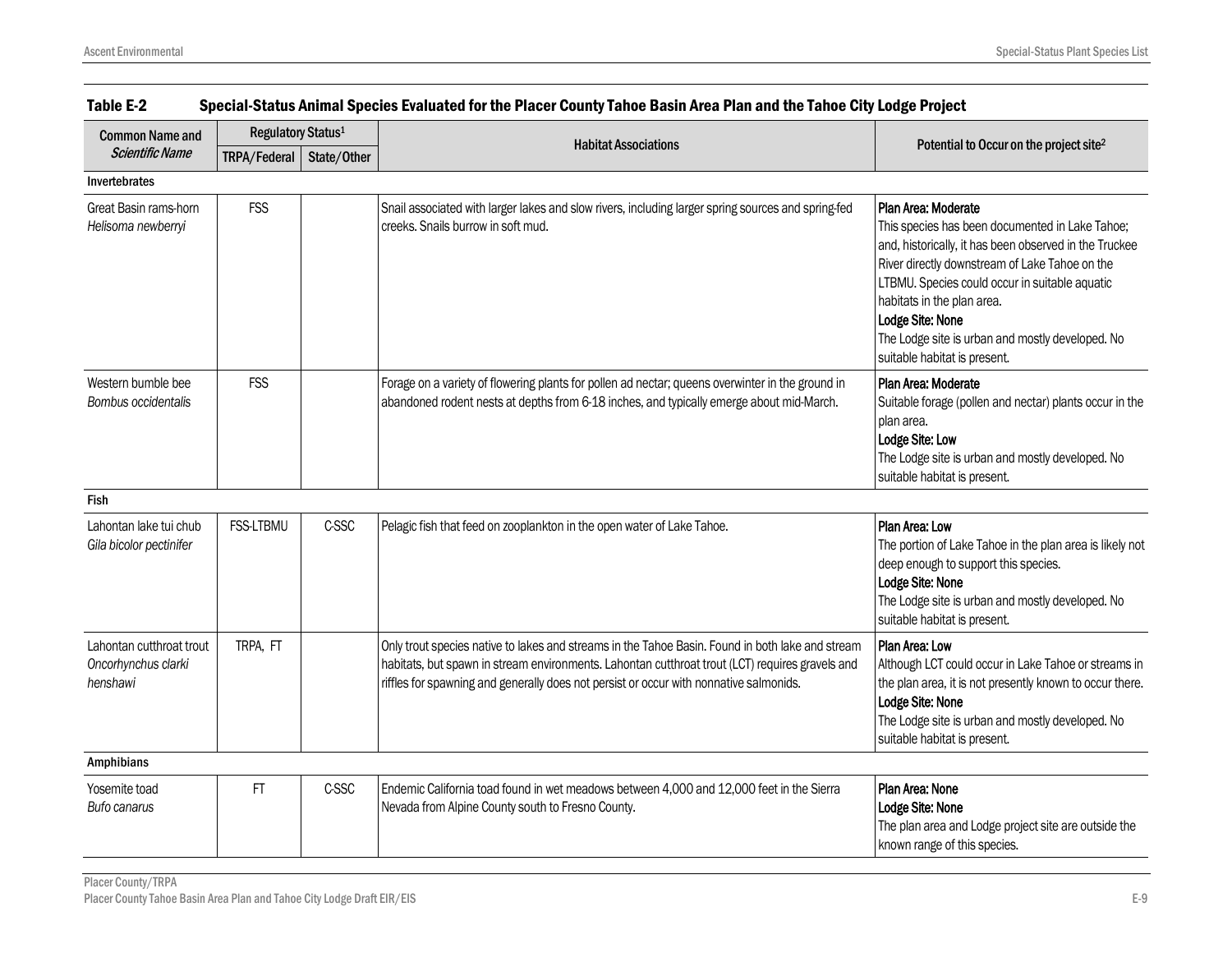**Table E-2 Special-Status Animal Species Evaluated for the Placer County Tahoe Basin Area Plan and the Tahoe City Lodge Project**

| Common Name and *Scientific Name* | Regulatory Status[1] | | Habitat Associations | Potential to Occur on the project site[2] |
|---|---|---|---|---|
| | TRPA/Federal | State/Other | | |
| **Invertebrates** | | | | |
| Great Basin rams-horn *Helisoma newberryi* | FSS | | Snail associated with larger lakes and slow rivers, including larger spring sources and spring-fed creeks. Snails burrow in soft mud. | **Plan Area: Moderate** This species has been documented in Lake Tahoe; and, historically, it has been observed in the Truckee River directly downstream of Lake Tahoe on the LTBMU. Species could occur in suitable aquatic habitats in the plan area. **Lodge Site: None** The Lodge site is urban and mostly developed. No suitable habitat is present. |
| Western bumble bee *Bombus occidentalis* | FSS | | Forage on a variety of flowering plants for pollen ad nectar; queens overwinter in the ground in abandoned rodent nests at depths from 6-18 inches, and typically emerge about mid-March. | **Plan Area: Moderate** Suitable forage (pollen and nectar) plants occur in the plan area. **Lodge Site: Low** The Lodge site is urban and mostly developed. No suitable habitat is present. |
| **Fish** | | | | |
| Lahontan lake tui chub *Gila bicolor pectinifer* | FSS-LTBMU | C-SSC | Pelagic fish that feed on zooplankton in the open water of Lake Tahoe. | **Plan Area: Low** The portion of Lake Tahoe in the plan area is likely not deep enough to support this species. **Lodge Site: None** The Lodge site is urban and mostly developed. No suitable habitat is present. |
| Lahontan cutthroat trout *Oncorhynchus clarki henshawi* | TRPA, FT | | Only trout species native to lakes and streams in the Tahoe Basin. Found in both lake and stream habitats, but spawn in stream environments. Lahontan cutthroat trout (LCT) requires gravels and riffles for spawning and generally does not persist or occur with nonnative salmonids. | **Plan Area: Low** Although LCT could occur in Lake Tahoe or streams in the plan area, it is not presently known to occur there. **Lodge Site: None** The Lodge site is urban and mostly developed. No suitable habitat is present. |
| **Amphibians** | | | | |
| Yosemite toad *Bufo canarus* | FT | C-SSC | Endemic California toad found in wet meadows between 4,000 and 12,000 feet in the Sierra Nevada from Alpine County south to Fresno County. | **Plan Area: None** **Lodge Site: None** The plan area and Lodge project site are outside the known range of this species. |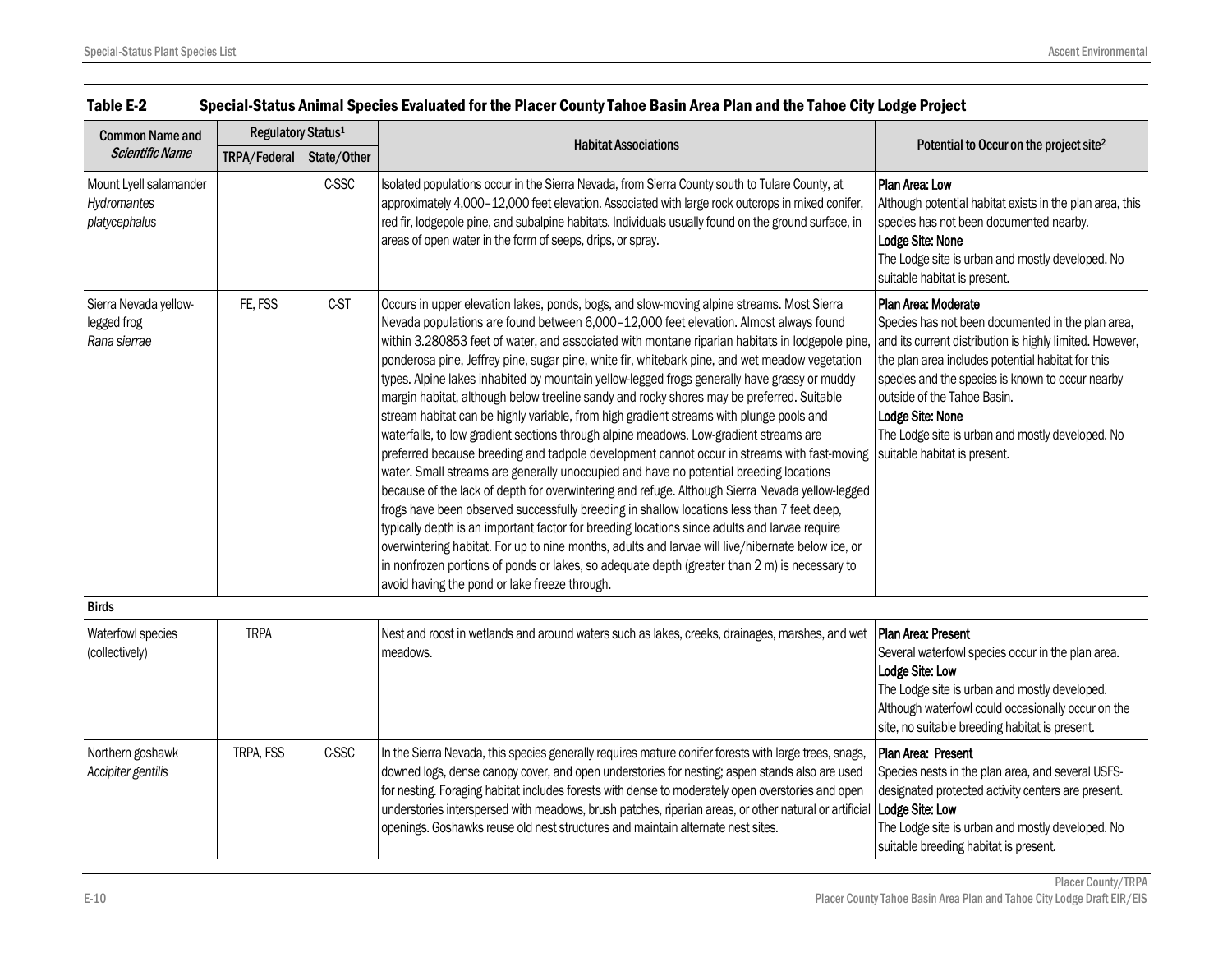**Table E-2 Special-Status Animal Species Evaluated for the Placer County Tahoe Basin Area Plan and the Tahoe City Lodge Project**

| Common Name and *Scientific Name* | Regulatory Status[1] | | Habitat Associations | Potential to Occur on the project site[2] |
|---|---|---|---|---|
| | TRPA/Federal | State/Other | | |
| Mount Lyell salamander *Hydromantes platycephalus* | | C-SSC | Isolated populations occur in the Sierra Nevada, from Sierra County south to Tulare County, at approximately 4,000–12,000 feet elevation. Associated with large rock outcrops in mixed conifer, red fir, lodgepole pine, and subalpine habitats. Individuals usually found on the ground surface, in areas of open water in the form of seeps, drips, or spray. | **Plan Area: Low** Although potential habitat exists in the plan area, this species has not been documented nearby. **Lodge Site: None** The Lodge site is urban and mostly developed. No suitable habitat is present. |
| Sierra Nevada yellow-legged frog *Rana sierrae* | FE, FSS | C-ST | Occurs in upper elevation lakes, ponds, bogs, and slow-moving alpine streams. Most Sierra Nevada populations are found between 6,000–12,000 feet elevation. Almost always found within 3.280853 feet of water, and associated with montane riparian habitats in lodgepole pine, ponderosa pine, Jeffrey pine, sugar pine, white fir, whitebark pine, and wet meadow vegetation types. Alpine lakes inhabited by mountain yellow-legged frogs generally have grassy or muddy margin habitat, although below treeline sandy and rocky shores may be preferred. Suitable stream habitat can be highly variable, from high gradient streams with plunge pools and waterfalls, to low gradient sections through alpine meadows. Low-gradient streams are preferred because breeding and tadpole development cannot occur in streams with fast-moving water. Small streams are generally unoccupied and have no potential breeding locations because of the lack of depth for overwintering and refuge. Although Sierra Nevada yellow-legged frogs have been observed successfully breeding in shallow locations less than 7 feet deep, typically depth is an important factor for breeding locations since adults and larvae require overwintering habitat. For up to nine months, adults and larvae will live/hibernate below ice, or in nonfrozen portions of ponds or lakes, so adequate depth (greater than 2 m) is necessary to avoid having the pond or lake freeze through. | **Plan Area: Moderate** Species has not been documented in the plan area, and its current distribution is highly limited. However, the plan area includes potential habitat for this species and the species is known to occur nearby outside of the Tahoe Basin. **Lodge Site: None** The Lodge site is urban and mostly developed. No suitable habitat is present. |
| **Birds** | | | | |
| Waterfowl species (collectively) | TRPA | | Nest and roost in wetlands and around waters such as lakes, creeks, drainages, marshes, and wet meadows. | **Plan Area: Present** Several waterfowl species occur in the plan area. **Lodge Site: Low** The Lodge site is urban and mostly developed. Although waterfowl could occasionally occur on the site, no suitable breeding habitat is present. |
| Northern goshawk *Accipiter gentilis* | TRPA, FSS | C-SSC | In the Sierra Nevada, this species generally requires mature conifer forests with large trees, snags, downed logs, dense canopy cover, and open understories for nesting; aspen stands also are used for nesting. Foraging habitat includes forests with dense to moderately open overstories and open understories interspersed with meadows, brush patches, riparian areas, or other natural or artificial openings. Goshawks reuse old nest structures and maintain alternate nest sites. | **Plan Area: Present** Species nests in the plan area, and several USFS-designated protected activity centers are present. **Lodge Site: Low** The Lodge site is urban and mostly developed. No suitable breeding habitat is present. |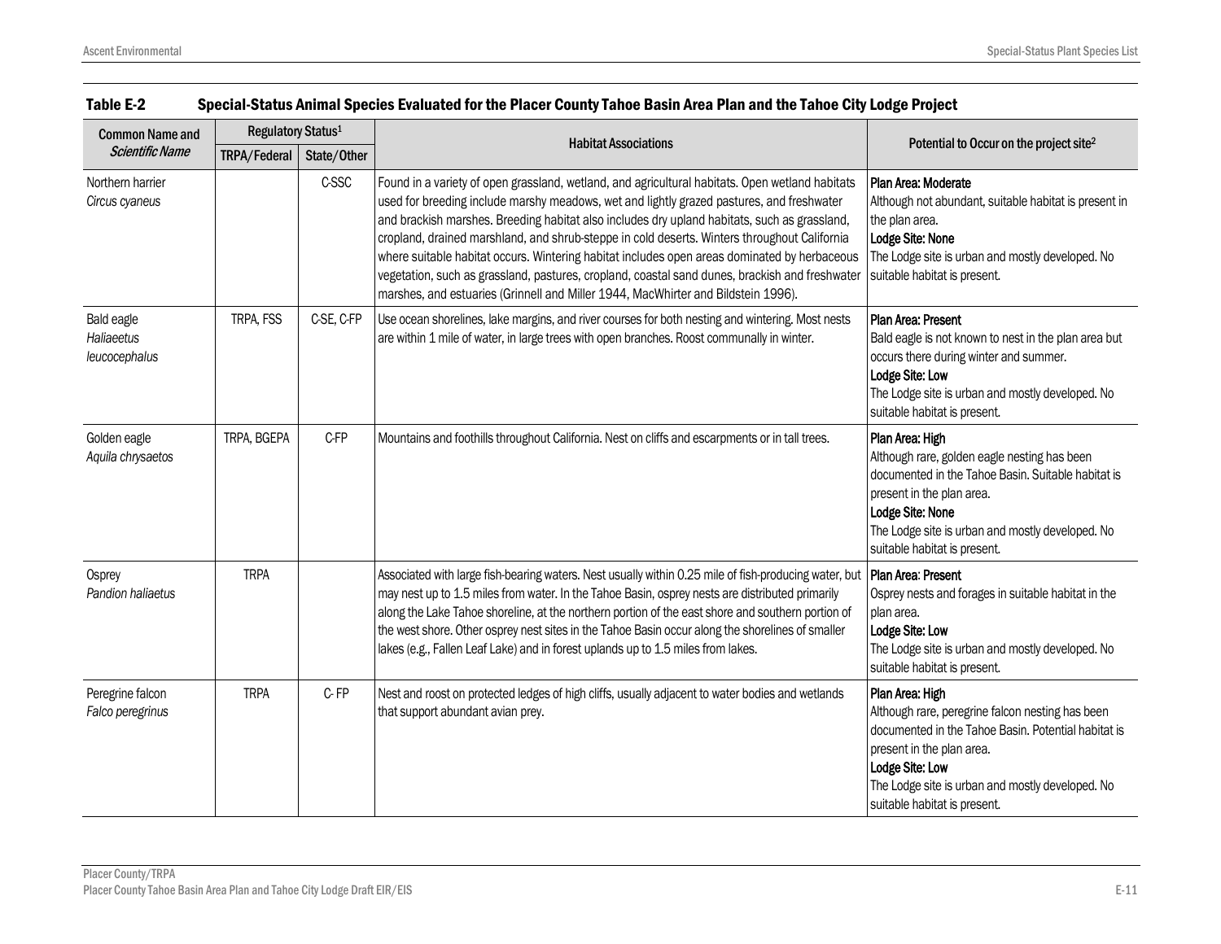**Table E-2 Special-Status Animal Species Evaluated for the Placer County Tahoe Basin Area Plan and the Tahoe City Lodge Project**

| Common Name and *Scientific Name* | Regulatory Status[1] | | Habitat Associations | Potential to Occur on the project site[2] |
|---|---|---|---|---|
| | TRPA/Federal | State/Other | | |
| Northern harrier *Circus cyaneus* | | C-SSC | Found in a variety of open grassland, wetland, and agricultural habitats. Open wetland habitats used for breeding include marshy meadows, wet and lightly grazed pastures, and freshwater and brackish marshes. Breeding habitat also includes dry upland habitats, such as grassland, cropland, drained marshland, and shrub-steppe in cold deserts. Winters throughout California where suitable habitat occurs. Wintering habitat includes open areas dominated by herbaceous vegetation, such as grassland, pastures, cropland, coastal sand dunes, brackish and freshwater marshes, and estuaries (Grinnell and Miller 1944, MacWhirter and Bildstein 1996). | **Plan Area: Moderate** Although not abundant, suitable habitat is present in the plan area. **Lodge Site: None** The Lodge site is urban and mostly developed. No suitable habitat is present. |
| Bald eagle *Haliaeetus leucocephalus* | TRPA, FSS | C-SE, C-FP | Use ocean shorelines, lake margins, and river courses for both nesting and wintering. Most nests are within 1 mile of water, in large trees with open branches. Roost communally in winter. | **Plan Area: Present** Bald eagle is not known to nest in the plan area but occurs there during winter and summer. **Lodge Site: Low** The Lodge site is urban and mostly developed. No suitable habitat is present. |
| Golden eagle *Aquila chrysaetos* | TRPA, BGEPA | C-FP | Mountains and foothills throughout California. Nest on cliffs and escarpments or in tall trees. | **Plan Area: High** Although rare, golden eagle nesting has been documented in the Tahoe Basin. Suitable habitat is present in the plan area. **Lodge Site: None** The Lodge site is urban and mostly developed. No suitable habitat is present. |
| Osprey *Pandion haliaetus* | TRPA | | Associated with large fish-bearing waters. Nest usually within 0.25 mile of fish-producing water, but may nest up to 1.5 miles from water. In the Tahoe Basin, osprey nests are distributed primarily along the Lake Tahoe shoreline, at the northern portion of the east shore and southern portion of the west shore. Other osprey nest sites in the Tahoe Basin occur along the shorelines of smaller lakes (e.g., Fallen Leaf Lake) and in forest uplands up to 1.5 miles from lakes. | **Plan Area: Present** Osprey nests and forages in suitable habitat in the plan area. **Lodge Site: Low** The Lodge site is urban and mostly developed. No suitable habitat is present. |
| Peregrine falcon *Falco peregrinus* | TRPA | C- FP | Nest and roost on protected ledges of high cliffs, usually adjacent to water bodies and wetlands that support abundant avian prey. | **Plan Area: High** Although rare, peregrine falcon nesting has been documented in the Tahoe Basin. Potential habitat is present in the plan area. **Lodge Site: Low** The Lodge site is urban and mostly developed. No suitable habitat is present. |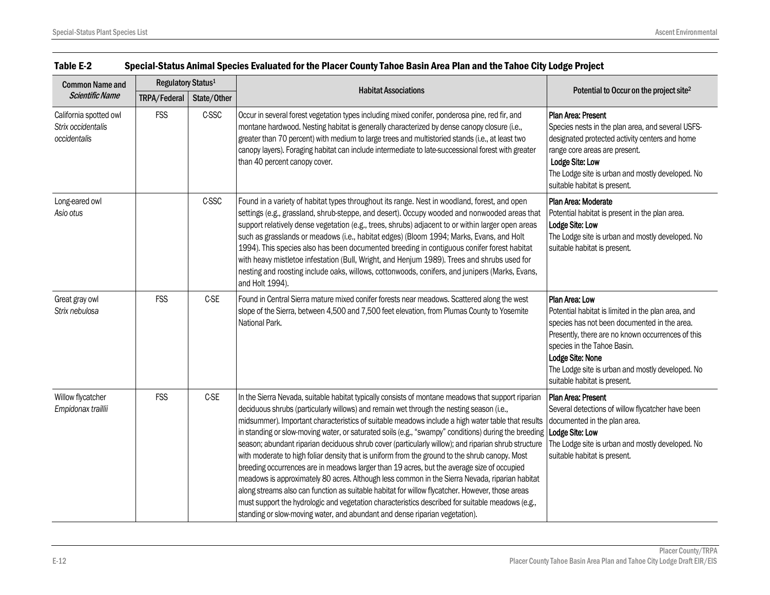**Table E-2 Special-Status Animal Species Evaluated for the Placer County Tahoe Basin Area Plan and the Tahoe City Lodge Project**

| Common Name and *Scientific Name* | Regulatory Status[1] | | Habitat Associations | Potential to Occur on the project site[2] |
|---|---|---|---|---|
| | TRPA/Federal | State/Other | | |
| California spotted owl *Strix occidentalis occidentalis* | FSS | C-SSC | Occur in several forest vegetation types including mixed conifer, ponderosa pine, red fir, and montane hardwood. Nesting habitat is generally characterized by dense canopy closure (i.e., greater than 70 percent) with medium to large trees and multistoried stands (i.e., at least two canopy layers). Foraging habitat can include intermediate to late-successional forest with greater than 40 percent canopy cover. | **Plan Area: Present** Species nests in the plan area, and several USFS-designated protected activity centers and home range core areas are present. **Lodge Site: Low** The Lodge site is urban and mostly developed. No suitable habitat is present. |
| Long-eared owl *Asio otus* | | C-SSC | Found in a variety of habitat types throughout its range. Nest in woodland, forest, and open settings (e.g., grassland, shrub-steppe, and desert). Occupy wooded and nonwooded areas that support relatively dense vegetation (e.g., trees, shrubs) adjacent to or within larger open areas such as grasslands or meadows (i.e., habitat edges) (Bloom 1994; Marks, Evans, and Holt 1994). This species also has been documented breeding in contiguous conifer forest habitat with heavy mistletoe infestation (Bull, Wright, and Henjum 1989). Trees and shrubs used for nesting and roosting include oaks, willows, cottonwoods, conifers, and junipers (Marks, Evans, and Holt 1994). | **Plan Area: Moderate** Potential habitat is present in the plan area. **Lodge Site: Low** The Lodge site is urban and mostly developed. No suitable habitat is present. |
| Great gray owl *Strix nebulosa* | FSS | C-SE | Found in Central Sierra mature mixed conifer forests near meadows. Scattered along the west slope of the Sierra, between 4,500 and 7,500 feet elevation, from Plumas County to Yosemite National Park. | **Plan Area: Low** Potential habitat is limited in the plan area, and species has not been documented in the area. Presently, there are no known occurrences of this species in the Tahoe Basin. **Lodge Site: None** The Lodge site is urban and mostly developed. No suitable habitat is present. |
| Willow flycatcher *Empidonax traillii* | FSS | C-SE | In the Sierra Nevada, suitable habitat typically consists of montane meadows that support riparian deciduous shrubs (particularly willows) and remain wet through the nesting season (i.e., midsummer). Important characteristics of suitable meadows include a high water table that results in standing or slow-moving water, or saturated soils (e.g., "swampy" conditions) during the breeding season; abundant riparian deciduous shrub cover (particularly willow); and riparian shrub structure with moderate to high foliar density that is uniform from the ground to the shrub canopy. Most breeding occurrences are in meadows larger than 19 acres, but the average size of occupied meadows is approximately 80 acres. Although less common in the Sierra Nevada, riparian habitat along streams also can function as suitable habitat for willow flycatcher. However, those areas must support the hydrologic and vegetation characteristics described for suitable meadows (e.g., standing or slow-moving water, and abundant and dense riparian vegetation). | **Plan Area: Present** Several detections of willow flycatcher have been documented in the plan area. **Lodge Site: Low** The Lodge site is urban and mostly developed. No suitable habitat is present. |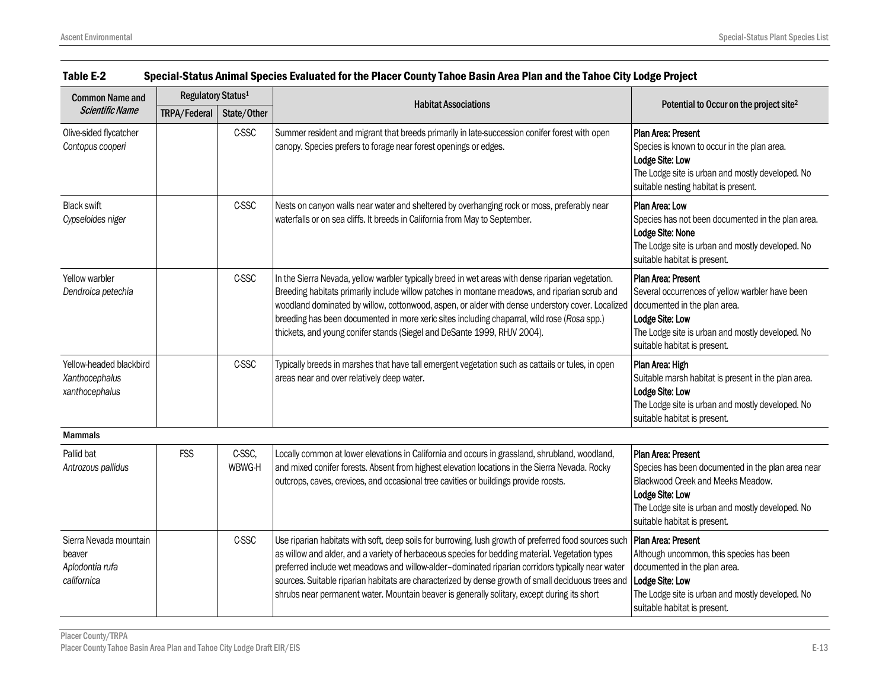**Table E-2 Special-Status Animal Species Evaluated for the Placer County Tahoe Basin Area Plan and the Tahoe City Lodge Project**

| Common Name and *Scientific Name* | Regulatory Status[1] | | Habitat Associations | Potential to Occur on the project site[2] |
|---|---|---|---|---|
| | TRPA/Federal | State/Other | | |
| Olive-sided flycatcher *Contopus cooperi* | | C-SSC | Summer resident and migrant that breeds primarily in late-succession conifer forest with open canopy. Species prefers to forage near forest openings or edges. | **Plan Area: Present** Species is known to occur in the plan area. **Lodge Site: Low** The Lodge site is urban and mostly developed. No suitable nesting habitat is present. |
| Black swift *Cypseloides niger* | | C-SSC | Nests on canyon walls near water and sheltered by overhanging rock or moss, preferably near waterfalls or on sea cliffs. It breeds in California from May to September. | **Plan Area: Low** Species has not been documented in the plan area. **Lodge Site: None** The Lodge site is urban and mostly developed. No suitable habitat is present. |
| Yellow warbler *Dendroica petechia* | | C-SSC | In the Sierra Nevada, yellow warbler typically breed in wet areas with dense riparian vegetation. Breeding habitats primarily include willow patches in montane meadows, and riparian scrub and woodland dominated by willow, cottonwood, aspen, or alder with dense understory cover. Localized breeding has been documented in more xeric sites including chaparral, wild rose (*Rosa* spp.) thickets, and young conifer stands (Siegel and DeSante 1999, RHJV 2004). | **Plan Area: Present** Several occurrences of yellow warbler have been documented in the plan area. **Lodge Site: Low** The Lodge site is urban and mostly developed. No suitable habitat is present. |
| Yellow-headed blackbird *Xanthocephalus xanthocephalus* | | C-SSC | Typically breeds in marshes that have tall emergent vegetation such as cattails or tules, in open areas near and over relatively deep water. | **Plan Area: High** Suitable marsh habitat is present in the plan area. **Lodge Site: Low** The Lodge site is urban and mostly developed. No suitable habitat is present. |
| **Mammals** | | | | |
| Pallid bat *Antrozous pallidus* | FSS | C-SSC, WBWG-H | Locally common at lower elevations in California and occurs in grassland, shrubland, woodland, and mixed conifer forests. Absent from highest elevation locations in the Sierra Nevada. Rocky outcrops, caves, crevices, and occasional tree cavities or buildings provide roosts. | **Plan Area: Present** Species has been documented in the plan area near Blackwood Creek and Meeks Meadow. **Lodge Site: Low** The Lodge site is urban and mostly developed. No suitable habitat is present. |
| Sierra Nevada mountain beaver *Aplodontia rufa californica* | | C-SSC | Use riparian habitats with soft, deep soils for burrowing, lush growth of preferred food sources such as willow and alder, and a variety of herbaceous species for bedding material. Vegetation types preferred include wet meadows and willow-alder–dominated riparian corridors typically near water sources. Suitable riparian habitats are characterized by dense growth of small deciduous trees and shrubs near permanent water. Mountain beaver is generally solitary, except during its short | **Plan Area: Present** Although uncommon, this species has been documented in the plan area. **Lodge Site: Low** The Lodge site is urban and mostly developed. No suitable habitat is present. |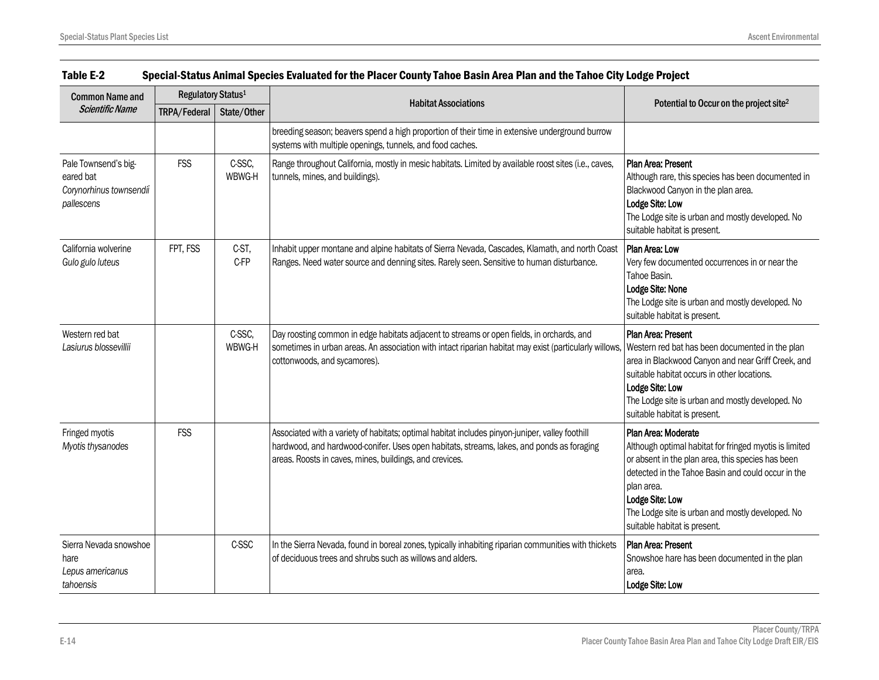**Table E-2 Special-Status Animal Species Evaluated for the Placer County Tahoe Basin Area Plan and the Tahoe City Lodge Project**

| Common Name and *Scientific Name* | Regulatory Status[1] | | Habitat Associations | Potential to Occur on the project site[2] |
|---|---|---|---|---|
| | TRPA/Federal | State/Other | | |
| | | | breeding season; beavers spend a high proportion of their time in extensive underground burrow systems with multiple openings, tunnels, and food caches. | |
| Pale Townsend's big-eared bat *Corynorhinus townsendii pallescens* | FSS | C-SSC, WBWG-H | Range throughout California, mostly in mesic habitats. Limited by available roost sites (i.e., caves, tunnels, mines, and buildings). | **Plan Area: Present** Although rare, this species has been documented in Blackwood Canyon in the plan area. **Lodge Site: Low** The Lodge site is urban and mostly developed. No suitable habitat is present. |
| California wolverine *Gulo gulo luteus* | FPT, FSS | C-ST, C-FP | Inhabit upper montane and alpine habitats of Sierra Nevada, Cascades, Klamath, and north Coast Ranges. Need water source and denning sites. Rarely seen. Sensitive to human disturbance. | **Plan Area: Low** Very few documented occurrences in or near the Tahoe Basin. **Lodge Site: None** The Lodge site is urban and mostly developed. No suitable habitat is present. |
| Western red bat *Lasiurus blossevillii* | | C-SSC, WBWG-H | Day roosting common in edge habitats adjacent to streams or open fields, in orchards, and sometimes in urban areas. An association with intact riparian habitat may exist (particularly willows, cottonwoods, and sycamores). | **Plan Area: Present** Western red bat has been documented in the plan area in Blackwood Canyon and near Griff Creek, and suitable habitat occurs in other locations. **Lodge Site: Low** The Lodge site is urban and mostly developed. No suitable habitat is present. |
| Fringed myotis *Myotis thysanodes* | FSS | | Associated with a variety of habitats; optimal habitat includes pinyon-juniper, valley foothill hardwood, and hardwood-conifer. Uses open habitats, streams, lakes, and ponds as foraging areas. Roosts in caves, mines, buildings, and crevices. | **Plan Area: Moderate** Although optimal habitat for fringed myotis is limited or absent in the plan area, this species has been detected in the Tahoe Basin and could occur in the plan area. **Lodge Site: Low** The Lodge site is urban and mostly developed. No suitable habitat is present. |
| Sierra Nevada snowshoe hare *Lepus americanus tahoensis* | | C-SSC | In the Sierra Nevada, found in boreal zones, typically inhabiting riparian communities with thickets of deciduous trees and shrubs such as willows and alders. | **Plan Area: Present** Snowshoe hare has been documented in the plan area. **Lodge Site: Low** |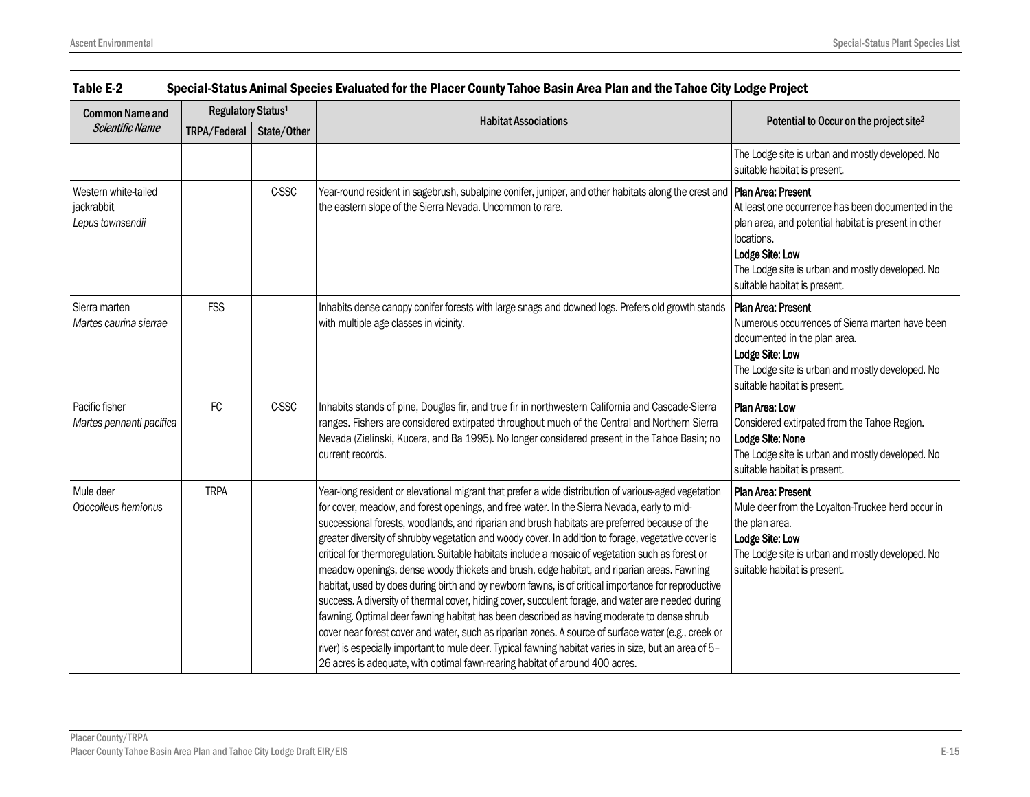**Table E-2 Special-Status Animal Species Evaluated for the Placer County Tahoe Basin Area Plan and the Tahoe City Lodge Project**

| Common Name and *Scientific Name* | Regulatory Status[1] | | Habitat Associations | Potential to Occur on the project site[2] |
|---|---|---|---|---|
| | TRPA/Federal | State/Other | | |
| | | | | The Lodge site is urban and mostly developed. No suitable habitat is present. |
| Western white-tailed jackrabbit *Lepus townsendii* | | C-SSC | Year-round resident in sagebrush, subalpine conifer, juniper, and other habitats along the crest and the eastern slope of the Sierra Nevada. Uncommon to rare. | **Plan Area: Present** At least one occurrence has been documented in the plan area, and potential habitat is present in other locations. **Lodge Site: Low** The Lodge site is urban and mostly developed. No suitable habitat is present. |
| Sierra marten *Martes caurina sierrae* | FSS | | Inhabits dense canopy conifer forests with large snags and downed logs. Prefers old growth stands with multiple age classes in vicinity. | **Plan Area: Present** Numerous occurrences of Sierra marten have been documented in the plan area. **Lodge Site: Low** The Lodge site is urban and mostly developed. No suitable habitat is present. |
| Pacific fisher *Martes pennanti pacifica* | FC | C-SSC | Inhabits stands of pine, Douglas fir, and true fir in northwestern California and Cascade-Sierra ranges. Fishers are considered extirpated throughout much of the Central and Northern Sierra Nevada (Zielinski, Kucera, and Ba 1995). No longer considered present in the Tahoe Basin; no current records. | **Plan Area: Low** Considered extirpated from the Tahoe Region. **Lodge Site: None** The Lodge site is urban and mostly developed. No suitable habitat is present. |
| Mule deer *Odocoileus hemionus* | TRPA | | Year-long resident or elevational migrant that prefer a wide distribution of various-aged vegetation for cover, meadow, and forest openings, and free water. In the Sierra Nevada, early to mid-successional forests, woodlands, and riparian and brush habitats are preferred because of the greater diversity of shrubby vegetation and woody cover. In addition to forage, vegetative cover is critical for thermoregulation. Suitable habitats include a mosaic of vegetation such as forest or meadow openings, dense woody thickets and brush, edge habitat, and riparian areas. Fawning habitat, used by does during birth and by newborn fawns, is of critical importance for reproductive success. A diversity of thermal cover, hiding cover, succulent forage, and water are needed during fawning. Optimal deer fawning habitat has been described as having moderate to dense shrub cover near forest cover and water, such as riparian zones. A source of surface water (e.g., creek or river) is especially important to mule deer. Typical fawning habitat varies in size, but an area of 5–26 acres is adequate, with optimal fawn-rearing habitat of around 400 acres. | **Plan Area: Present** Mule deer from the Loyalton-Truckee herd occur in the plan area. **Lodge Site: Low** The Lodge site is urban and mostly developed. No suitable habitat is present. |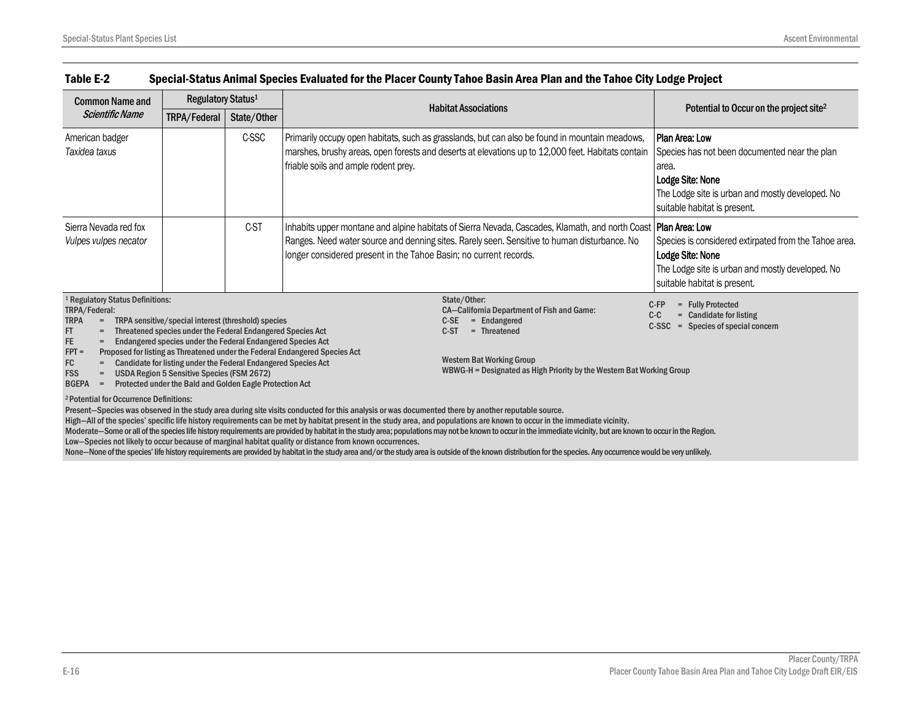**Table E-2 Special-Status Animal Species Evaluated for the Placer County Tahoe Basin Area Plan and the Tahoe City Lodge Project**

| Common Name and *Scientific Name* | Regulatory Status[1] | | Habitat Associations | Potential to Occur on the project site[2] |
|---|---|---|---|---|
| | TRPA/Federal | State/Other | | |
| American badger *Taxidea taxus* | | C-SSC | Primarily occupy open habitats, such as grasslands, but can also be found in mountain meadows, marshes, brushy areas, open forests and deserts at elevations up to 12,000 feet. Habitats contain friable soils and ample rodent prey. | **Plan Area: Low** Species has not been documented near the plan area. **Lodge Site: None** The Lodge site is urban and mostly developed. No suitable habitat is present. |
| Sierra Nevada red fox *Vulpes vulpes necator* | | C-ST | Inhabits upper montane and alpine habitats of Sierra Nevada, Cascades, Klamath, and north Coast Ranges. Need water source and denning sites. Rarely seen. Sensitive to human disturbance. No longer considered present in the Tahoe Basin; no current records. | **Plan Area: Low** Species is considered extirpated from the Tahoe area. **Lodge Site: None** The Lodge site is urban and mostly developed. No suitable habitat is present. |

[1] Regulatory Status Definitions:

TRPA/Federal:
- TRPA = TRPA sensitive/special interest (threshold) species
- FT = Threatened species under the Federal Endangered Species Act
- FE = Endangered species under the Federal Endangered Species Act
- FPT = Proposed for listing as Threatened under the Federal Endangered Species Act
- FC = Candidate for listing under the Federal Endangered Species Act
- FSS = USDA Region 5 Sensitive Species (FSM 2672)
- BGEPA = Protected under the Bald and Golden Eagle Protection Act

State/Other:

CA—California Department of Fish and Game:
- C-SE = Endangered
- C-ST = Threatened
- C-FP = Fully Protected
- C-C = Candidate for listing
- C-SSC = Species of special concern

Western Bat Working Group

WBWG-H = Designated as High Priority by the Western Bat Working Group

[2] Potential for Occurrence Definitions:

Present—Species was observed in the study area during site visits conducted for this analysis or was documented there by another reputable source.

High—All of the species' specific life history requirements can be met by habitat present in the study area, and populations are known to occur in the immediate vicinity.

Moderate—Some or all of the species life history requirements are provided by habitat in the study area; populations may not be known to occur in the immediate vicinity, but are known to occur in the Region.

Low—Species not likely to occur because of marginal habitat quality or distance from known occurrences.

None—None of the species' life history requirements are provided by habitat in the study area and/or the study area is outside of the known distribution for the species. Any occurrence would be very unlikely.